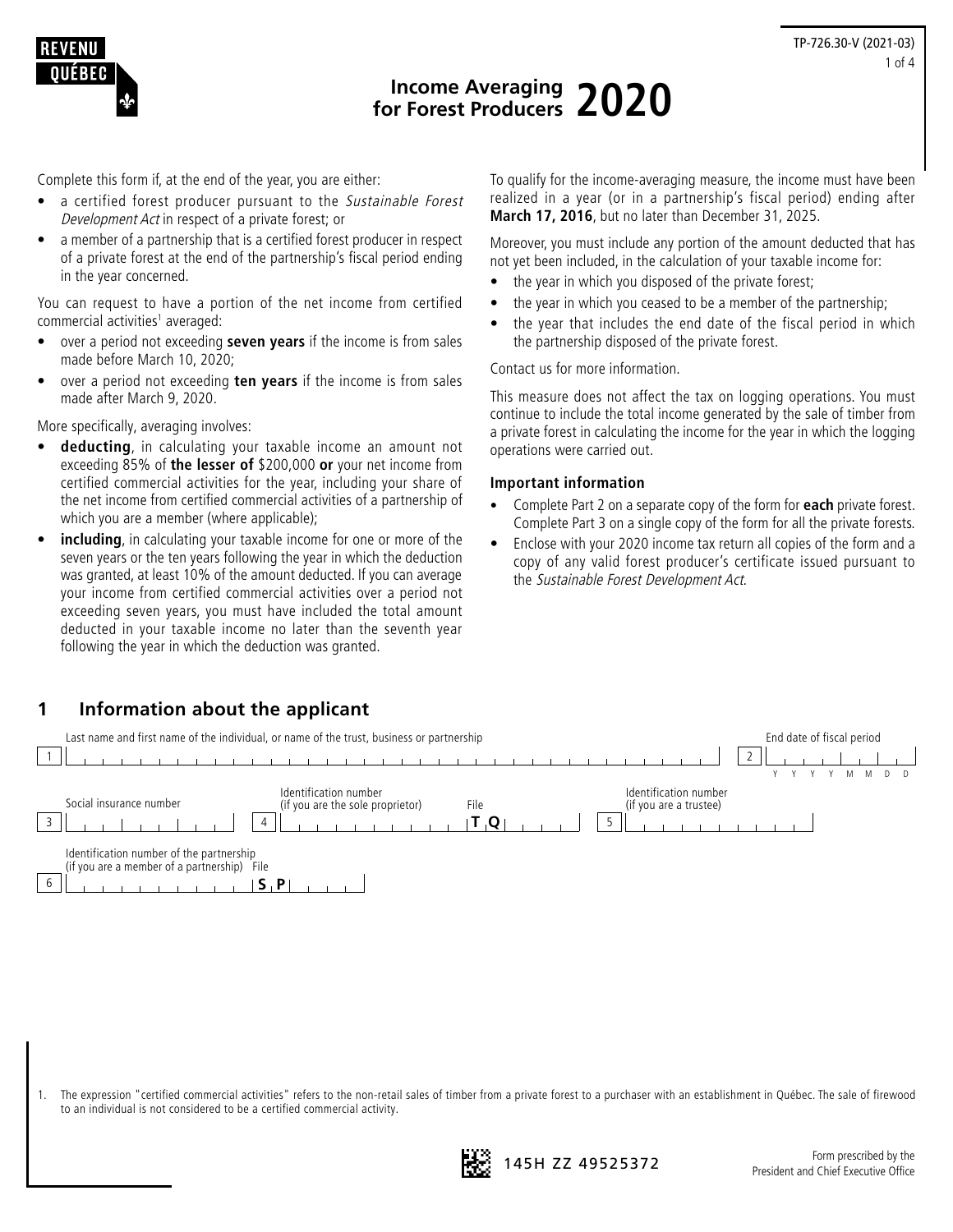REVENU QUÉBEC

TP-726.30-V (2021-03)

# Income Averaging for Forest Producers 2020

Complete this form if, at the end of the year, you are either:

- a certified forest producer pursuant to the *Sustainable Forest Development Act* in respect of a private forest; or
- a member of a partnership that is a certified forest producer in respect of a private forest at the end of the partnership's fiscal period ending in the year concerned.

You can request to have a portion of the net income from certified commercial activities[1] averaged:

- over a period not exceeding **seven years** if the income is from sales made before March 10, 2020;
- over a period not exceeding **ten years** if the income is from sales made after March 9, 2020.

More specifically, averaging involves:

- **deducting**, in calculating your taxable income an amount not exceeding 85% of **the lesser of** $200,000 **or** your net income from certified commercial activities for the year, including your share of the net income from certified commercial activities of a partnership of which you are a member (where applicable);
- **including**, in calculating your taxable income for one or more of the seven years or the ten years following the year in which the deduction was granted, at least 10% of the amount deducted. If you can average your income from certified commercial activities over a period not exceeding seven years, you must have included the total amount deducted in your taxable income no later than the seventh year following the year in which the deduction was granted.

To qualify for the income-averaging measure, the income must have been realized in a year (or in a partnership's fiscal period) ending after **March 17, 2016**, but no later than December 31, 2025.

Moreover, you must include any portion of the amount deducted that has not yet been included, in the calculation of your taxable income for:

- the year in which you disposed of the private forest;
- the year in which you ceased to be a member of the partnership;
- the year that includes the end date of the fiscal period in which the partnership disposed of the private forest.

Contact us for more information.

This measure does not affect the tax on logging operations. You must continue to include the total income generated by the sale of timber from a private forest in calculating the income for the year in which the logging operations were carried out.

### Important information

- Complete Part 2 on a separate copy of the form for **each** private forest. Complete Part 3 on a single copy of the form for all the private forests.
- Enclose with your 2020 income tax return all copies of the form and a copy of any valid forest producer's certificate issued pursuant to the *Sustainable Forest Development Act*.

## 1 Information about the applicant

1 Last name and first name of the individual, or name of the trust, business or partnership

2 End date of fiscal period (Y Y Y Y M M D D)

3 Social insurance number

4 Identification number (if you are the sole proprietor) File T Q

5 Identification number (if you are a trustee)

6 Identification number of the partnership (if you are a member of a partnership) File S P

1. The expression "certified commercial activities" refers to the non-retail sales of timber from a private forest to a purchaser with an establishment in Québec. The sale of firewood to an individual is not considered to be a certified commercial activity.

145H ZZ 49525372

Form prescribed by the President and Chief Executive Office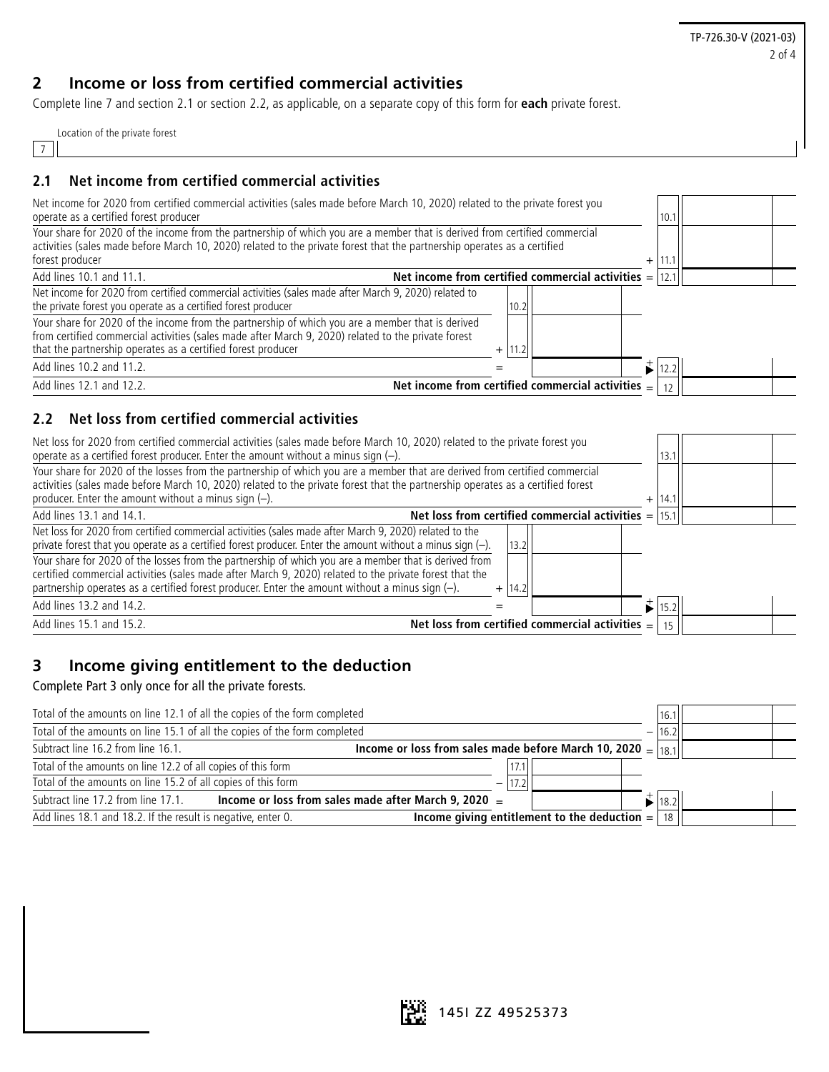## 2 Income or loss from certified commercial activities

Complete line 7 and section 2.1 or section 2.2, as applicable, on a separate copy of this form for **each** private forest.

Location of the private forest

7

### 2.1 Net income from certified commercial activities

| Description | | Line | Amount | | Line | Amount |
|---|---|---|---|---|---|---|
| Net income for 2020 from certified commercial activities (sales made before March 10, 2020) related to the private forest you operate as a certified forest producer | | | | | 10.1 | |
| Your share for 2020 of the income from the partnership of which you are a member that is derived from certified commercial activities (sales made before March 10, 2020) related to the private forest that the partnership operates as a certified forest producer | | | | + | 11.1 | |
| Add lines 10.1 and 11.1. | | | | **Net income from certified commercial activities** = | 12.1 | |
| Net income for 2020 from certified commercial activities (sales made after March 9, 2020) related to the private forest you operate as a certified forest producer | | 10.2 | | | | |
| Your share for 2020 of the income from the partnership of which you are a member that is derived from certified commercial activities (sales made after March 9, 2020) related to the private forest that the partnership operates as a certified forest producer | + | 11.2 | | | | |
| Add lines 10.2 and 11.2. | = | | | + ▶ | 12.2 | |
| Add lines 12.1 and 12.2. | | | | **Net income from certified commercial activities** = | 12 | |

### 2.2 Net loss from certified commercial activities

| Description | | Line | Amount | | Line | Amount |
|---|---|---|---|---|---|---|
| Net loss for 2020 from certified commercial activities (sales made before March 10, 2020) related to the private forest you operate as a certified forest producer. Enter the amount without a minus sign (–). | | | | | 13.1 | |
| Your share for 2020 of the losses from the partnership of which you are a member that are derived from certified commercial activities (sales made before March 10, 2020) related to the private forest that the partnership operates as a certified forest producer. Enter the amount without a minus sign (–). | | | | + | 14.1 | |
| Add lines 13.1 and 14.1. | | | | **Net loss from certified commercial activities** = | 15.1 | |
| Net loss for 2020 from certified commercial activities (sales made after March 9, 2020) related to the private forest that you operate as a certified forest producer. Enter the amount without a minus sign (–). | | 13.2 | | | | |
| Your share for 2020 of the losses from the partnership of which you are a member that is derived from certified commercial activities (sales made after March 9, 2020) related to the private forest that the partnership operates as a certified forest producer. Enter the amount without a minus sign (–). | + | 14.2 | | | | |
| Add lines 13.2 and 14.2. | = | | | + ▶ | 15.2 | |
| Add lines 15.1 and 15.2. | | | | **Net loss from certified commercial activities** = | 15 | |

## 3 Income giving entitlement to the deduction

Complete Part 3 only once for all the private forests.

| Description | | Line | Amount | | Line | Amount |
|---|---|---|---|---|---|---|
| Total of the amounts on line 12.1 of all the copies of the form completed | | | | | 16.1 | |
| Total of the amounts on line 15.1 of all the copies of the form completed | | | | − | 16.2 | |
| Subtract line 16.2 from line 16.1. | | | | **Income or loss from sales made before March 10, 2020** = | 18.1 | |
| Total of the amounts on line 12.2 of all copies of this form | | 17.1 | | | | |
| Total of the amounts on line 15.2 of all copies of this form | − | 17.2 | | | | |
| Subtract line 17.2 from line 17.1. **Income or loss from sales made after March 9, 2020** | = | | | + ▶ | 18.2 | |
| Add lines 18.1 and 18.2. If the result is negative, enter 0. | | | | **Income giving entitlement to the deduction** = | 18 | |

145I ZZ 49525373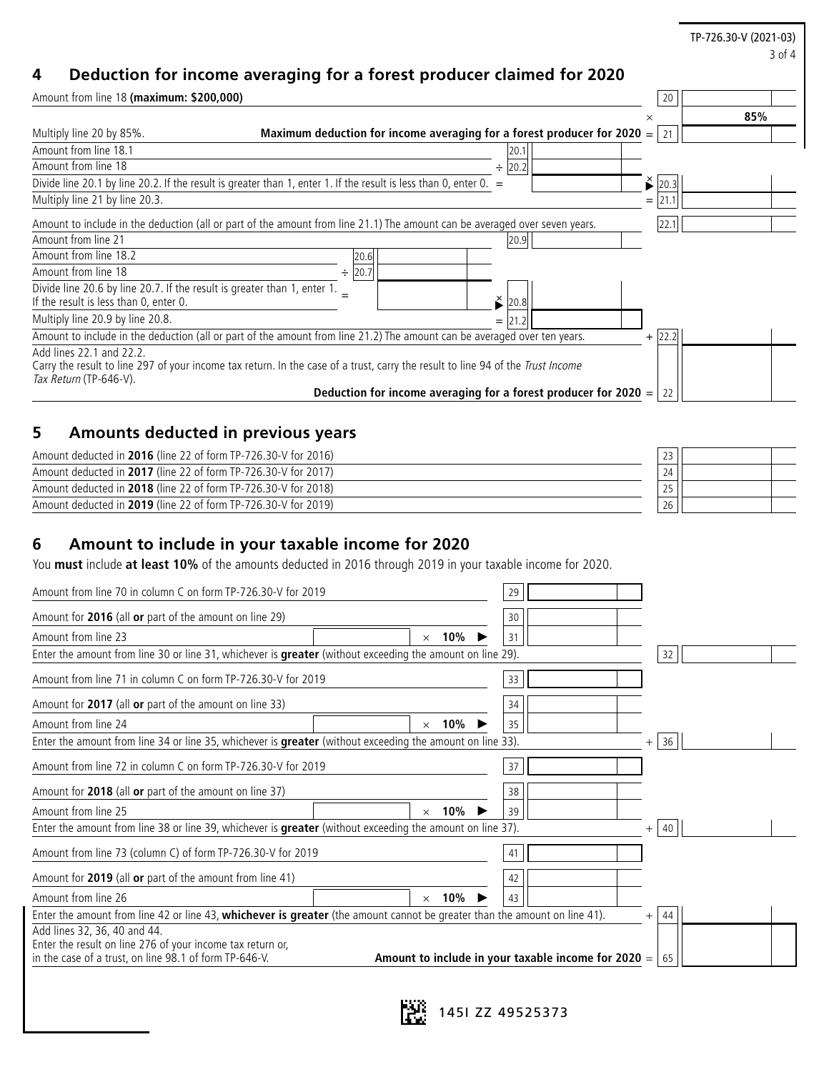## 4 Deduction for income averaging for a forest producer claimed for 2020

| Description | | | Line | Amount |
|---|---|---|---|---|
| Amount from line 18 **(maximum: $200,000)** | | | 20 | |
| | | | × | **85%** |
| Multiply line 20 by 85%. **Maximum deduction for income averaging for a forest producer for 2020** | | | = 21 | |
| Amount from line 18.1 | | 20.1 | | |
| Amount from line 18 | | ÷ 20.2 | | |
| Divide line 20.1 by line 20.2. If the result is greater than 1, enter 1. If the result is less than 0, enter 0. = | | | × 20.3 | |
| Multiply line 21 by line 20.3. | | | = 21.1 | |
| Amount to include in the deduction (all or part of the amount from line 21.1) The amount can be averaged over seven years. | | | 22.1 | |
| Amount from line 21 | | 20.9 | | |
| Amount from line 18.2 | 20.6 | | | |
| Amount from line 18 | ÷ 20.7 | | | |
| Divide line 20.6 by line 20.7. If the result is greater than 1, enter 1. If the result is less than 0, enter 0. = | | × 20.8 | | |
| Multiply line 20.9 by line 20.8. | | = 21.2 | | |
| Amount to include in the deduction (all or part of the amount from line 21.2) The amount can be averaged over ten years. | | | + 22.2 | |
| Add lines 22.1 and 22.2. Carry the result to line 297 of your income tax return. In the case of a trust, carry the result to line 94 of the *Trust Income Tax Return* (TP-646-V). **Deduction for income averaging for a forest producer for 2020** | | | = 22 | |

## 5 Amounts deducted in previous years

| Description | Line | Amount |
|---|---|---|
| Amount deducted in **2016** (line 22 of form TP-726.30-V for 2016) | 23 | |
| Amount deducted in **2017** (line 22 of form TP-726.30-V for 2017) | 24 | |
| Amount deducted in **2018** (line 22 of form TP-726.30-V for 2018) | 25 | |
| Amount deducted in **2019** (line 22 of form TP-726.30-V for 2019) | 26 | |

## 6 Amount to include in your taxable income for 2020

You **must** include **at least 10%** of the amounts deducted in 2016 through 2019 in your taxable income for 2020.

| Description | | | Line | Amount |
|---|---|---|---|---|
| Amount from line 70 in column C on form TP-726.30-V for 2019 | | 29 | | |
| Amount for **2016** (all **or** part of the amount on line 29) | | 30 | | |
| Amount from line 23 | × **10%** ▶ | 31 | | |
| Enter the amount from line 30 or line 31, whichever is **greater** (without exceeding the amount on line 29). | | | 32 | |
| Amount from line 71 in column C on form TP-726.30-V for 2019 | | 33 | | |
| Amount for **2017** (all **or** part of the amount on line 33) | | 34 | | |
| Amount from line 24 | × **10%** ▶ | 35 | | |
| Enter the amount from line 34 or line 35, whichever is **greater** (without exceeding the amount on line 33). | | | + 36 | |
| Amount from line 72 in column C on form TP-726.30-V for 2019 | | 37 | | |
| Amount for **2018** (all **or** part of the amount on line 37) | | 38 | | |
| Amount from line 25 | × **10%** ▶ | 39 | | |
| Enter the amount from line 38 or line 39, whichever is **greater** (without exceeding the amount on line 37). | | | + 40 | |
| Amount from line 73 (column C) of form TP-726.30-V for 2019 | | 41 | | |
| Amount for **2019** (all **or** part of the amount from line 41) | | 42 | | |
| Amount from line 26 | × **10%** ▶ | 43 | | |
| Enter the amount from line 42 or line 43, **whichever is greater** (the amount cannot be greater than the amount on line 41). | | | + 44 | |
| Add lines 32, 36, 40 and 44. Enter the result on line 276 of your income tax return or, in the case of a trust, on line 98.1 of form TP-646-V. **Amount to include in your taxable income for 2020** | | | = 65 | |

145I ZZ 49525373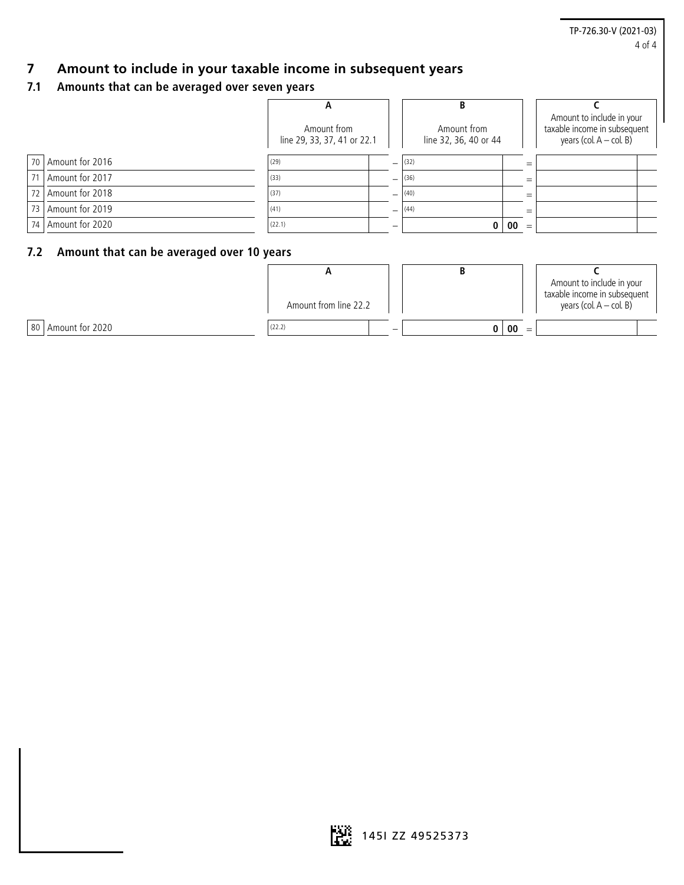## 7 Amount to include in your taxable income in subsequent years

### 7.1 Amounts that can be averaged over seven years

| | | A<br>Amount from line 29, 33, 37, 41 or 22.1 | | B<br>Amount from line 32, 36, 40 or 44 | | C<br>Amount to include in your taxable income in subsequent years (col. A – col. B) |
|---|---|---|---|---|---|---|
| 70 | Amount for 2016 | (29) | – | (32) | = | |
| 71 | Amount for 2017 | (33) | – | (36) | = | |
| 72 | Amount for 2018 | (37) | – | (40) | = | |
| 73 | Amount for 2019 | (41) | – | (44) | = | |
| 74 | Amount for 2020 | (22.1) | – | 0 00 | = | |

### 7.2 Amount that can be averaged over 10 years

| | | A<br>Amount from line 22.2 | | B | | C<br>Amount to include in your taxable income in subsequent years (col. A – col. B) |
|---|---|---|---|---|---|---|
| 80 | Amount for 2020 | (22.2) | – | 0 00 | = | |

145I ZZ 49525373